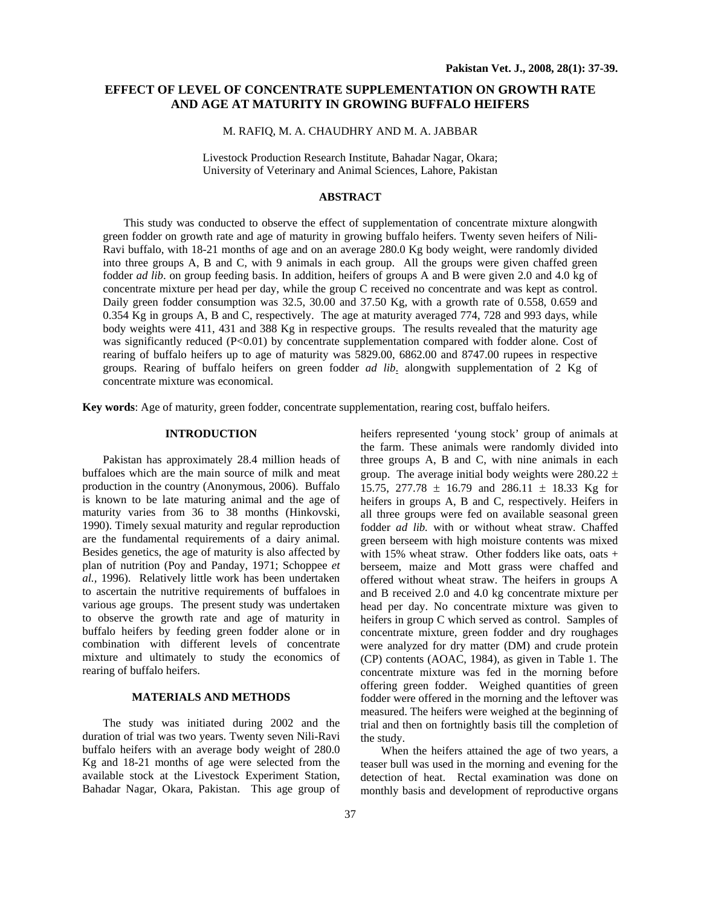# EFFECT OF LEVEL OF CONCENTRATE SUPPLEMENTATION ON GROWTH RATE AND AGE AT MATURITY IN GROWING BUFFALO HEIFERS

M. RAFIQ, M. A. CHAUDHRY AND M. A. JABBAR

Livestock Production Research Institute, Bahadar Nagar, Okara;
University of Veterinary and Animal Sciences, Lahore, Pakistan

## ABSTRACT

This study was conducted to observe the effect of supplementation of concentrate mixture alongwith green fodder on growth rate and age of maturity in growing buffalo heifers. Twenty seven heifers of Nili-Ravi buffalo, with 18-21 months of age and on an average 280.0 Kg body weight, were randomly divided into three groups A, B and C, with 9 animals in each group. All the groups were given chaffed green fodder *ad lib*. on group feeding basis. In addition, heifers of groups A and B were given 2.0 and 4.0 kg of concentrate mixture per head per day, while the group C received no concentrate and was kept as control. Daily green fodder consumption was 32.5, 30.00 and 37.50 Kg, with a growth rate of 0.558, 0.659 and 0.354 Kg in groups A, B and C, respectively. The age at maturity averaged 774, 728 and 993 days, while body weights were 411, 431 and 388 Kg in respective groups. The results revealed that the maturity age was significantly reduced ($P<0.01$) by concentrate supplementation compared with fodder alone. Cost of rearing of buffalo heifers up to age of maturity was 5829.00, 6862.00 and 8747.00 rupees in respective groups. Rearing of buffalo heifers on green fodder *ad lib*. alongwith supplementation of 2 Kg of concentrate mixture was economical.

**Key words**: Age of maturity, green fodder, concentrate supplementation, rearing cost, buffalo heifers.

## INTRODUCTION

Pakistan has approximately 28.4 million heads of buffaloes which are the main source of milk and meat production in the country (Anonymous, 2006). Buffalo is known to be late maturing animal and the age of maturity varies from 36 to 38 months (Hinkovski, 1990). Timely sexual maturity and regular reproduction are the fundamental requirements of a dairy animal. Besides genetics, the age of maturity is also affected by plan of nutrition (Poy and Panday, 1971; Schoppee *et al.*, 1996). Relatively little work has been undertaken to ascertain the nutritive requirements of buffaloes in various age groups. The present study was undertaken to observe the growth rate and age of maturity in buffalo heifers by feeding green fodder alone or in combination with different levels of concentrate mixture and ultimately to study the economics of rearing of buffalo heifers.

## MATERIALS AND METHODS

The study was initiated during 2002 and the duration of trial was two years. Twenty seven Nili-Ravi buffalo heifers with an average body weight of 280.0 Kg and 18-21 months of age were selected from the available stock at the Livestock Experiment Station, Bahadar Nagar, Okara, Pakistan. This age group of heifers represented 'young stock' group of animals at the farm. These animals were randomly divided into three groups A, B and C, with nine animals in each group. The average initial body weights were $280.22 \pm 15.75$, $277.78 \pm 16.79$ and $286.11 \pm 18.33$ Kg for heifers in groups A, B and C, respectively. Heifers in all three groups were fed on available seasonal green fodder *ad lib.* with or without wheat straw. Chaffed green berseem with high moisture contents was mixed with 15% wheat straw. Other fodders like oats, oats + berseem, maize and Mott grass were chaffed and offered without wheat straw. The heifers in groups A and B received 2.0 and 4.0 kg concentrate mixture per head per day. No concentrate mixture was given to heifers in group C which served as control. Samples of concentrate mixture, green fodder and dry roughages were analyzed for dry matter (DM) and crude protein (CP) contents (AOAC, 1984), as given in Table 1. The concentrate mixture was fed in the morning before offering green fodder. Weighed quantities of green fodder were offered in the morning and the leftover was measured. The heifers were weighed at the beginning of trial and then on fortnightly basis till the completion of the study.

When the heifers attained the age of two years, a teaser bull was used in the morning and evening for the detection of heat. Rectal examination was done on monthly basis and development of reproductive organs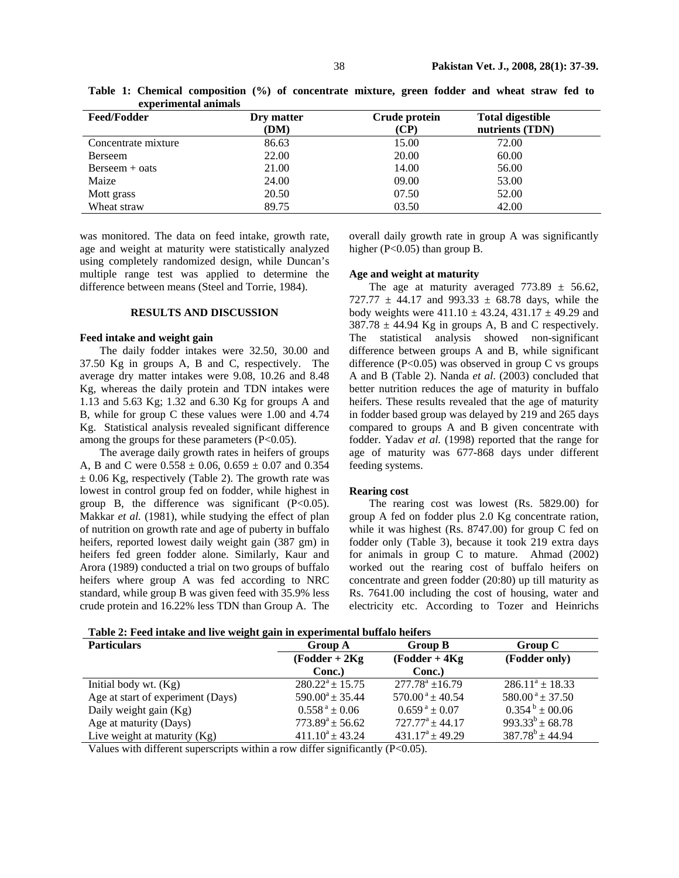**Table 1: Chemical composition (%) of concentrate mixture, green fodder and wheat straw fed to experimental animals**

| Feed/Fodder | Dry matter (DM) | Crude protein (CP) | Total digestible nutrients (TDN) |
|---|---|---|---|
| Concentrate mixture | 86.63 | 15.00 | 72.00 |
| Berseem | 22.00 | 20.00 | 60.00 |
| Berseem + oats | 21.00 | 14.00 | 56.00 |
| Maize | 24.00 | 09.00 | 53.00 |
| Mott grass | 20.50 | 07.50 | 52.00 |
| Wheat straw | 89.75 | 03.50 | 42.00 |

was monitored. The data on feed intake, growth rate, age and weight at maturity were statistically analyzed using completely randomized design, while Duncan's multiple range test was applied to determine the difference between means (Steel and Torrie, 1984).

## RESULTS AND DISCUSSION

### Feed intake and weight gain

The daily fodder intakes were 32.50, 30.00 and 37.50 Kg in groups A, B and C, respectively. The average dry matter intakes were 9.08, 10.26 and 8.48 Kg, whereas the daily protein and TDN intakes were 1.13 and 5.63 Kg; 1.32 and 6.30 Kg for groups A and B, while for group C these values were 1.00 and 4.74 Kg. Statistical analysis revealed significant difference among the groups for these parameters ($P<0.05$).

The average daily growth rates in heifers of groups A, B and C were $0.558 \pm 0.06$, $0.659 \pm 0.07$ and $0.354 \pm 0.06$ Kg, respectively (Table 2). The growth rate was lowest in control group fed on fodder, while highest in group B, the difference was significant ($P<0.05$). Makkar *et al.* (1981), while studying the effect of plan of nutrition on growth rate and age of puberty in buffalo heifers, reported lowest daily weight gain (387 gm) in heifers fed green fodder alone. Similarly, Kaur and Arora (1989) conducted a trial on two groups of buffalo heifers where group A was fed according to NRC standard, while group B was given feed with 35.9% less crude protein and 16.22% less TDN than Group A. The overall daily growth rate in group A was significantly higher ($P<0.05$) than group B.

### Age and weight at maturity

The age at maturity averaged $773.89 \pm 56.62$, $727.77 \pm 44.17$ and $993.33 \pm 68.78$ days, while the body weights were $411.10 \pm 43.24$, $431.17 \pm 49.29$ and $387.78 \pm 44.94$ Kg in groups A, B and C respectively. The statistical analysis showed non-significant difference between groups A and B, while significant difference ($P<0.05$) was observed in group C vs groups A and B (Table 2). Nanda *et al*. (2003) concluded that better nutrition reduces the age of maturity in buffalo heifers. These results revealed that the age of maturity in fodder based group was delayed by 219 and 265 days compared to groups A and B given concentrate with fodder. Yadav *et al.* (1998) reported that the range for age of maturity was 677-868 days under different feeding systems.

### Rearing cost

The rearing cost was lowest (Rs. 5829.00) for group A fed on fodder plus 2.0 Kg concentrate ration, while it was highest (Rs. 8747.00) for group C fed on fodder only (Table 3), because it took 219 extra days for animals in group C to mature. Ahmad (2002) worked out the rearing cost of buffalo heifers on concentrate and green fodder (20:80) up till maturity as Rs. 7641.00 including the cost of housing, water and electricity etc. According to Tozer and Heinrichs

**Table 2: Feed intake and live weight gain in experimental buffalo heifers**

| Particulars | Group A (Fodder + 2Kg Conc.) | Group B (Fodder + 4Kg Conc.) | Group C (Fodder only) |
|---|---|---|---|
| Initial body wt. (Kg) | $280.22^{a} \pm 15.75$ | $277.78^{a} \pm 16.79$ | $286.11^{a} \pm 18.33$ |
| Age at start of experiment (Days) | $590.00^{a} \pm 35.44$ | $570.00^{a} \pm 40.54$ | $580.00^{a} \pm 37.50$ |
| Daily weight gain (Kg) | $0.558^{a} \pm 0.06$ | $0.659^{a} \pm 0.07$ | $0.354^{b} \pm 00.06$ |
| Age at maturity (Days) | $773.89^{a} \pm 56.62$ | $727.77^{a} \pm 44.17$ | $993.33^{b} \pm 68.78$ |
| Live weight at maturity (Kg) | $411.10^{a} \pm 43.24$ | $431.17^{a} \pm 49.29$ | $387.78^{b} \pm 44.94$ |

Values with different superscripts within a row differ significantly ($P<0.05$).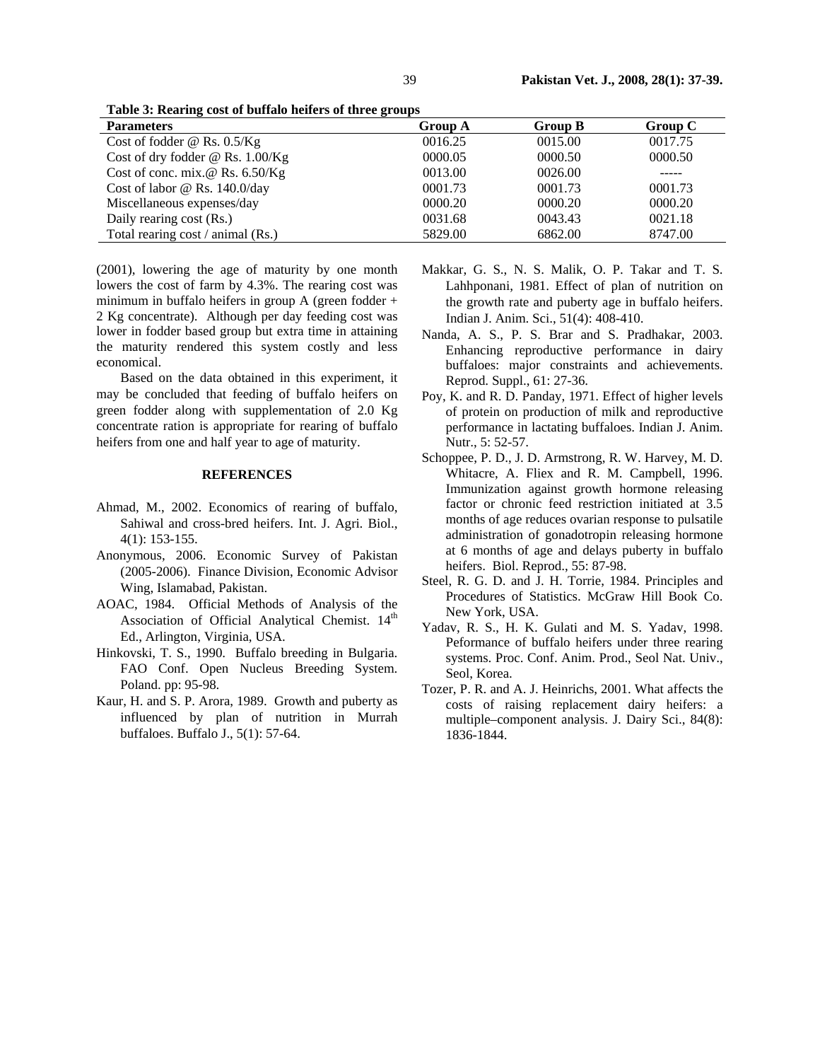**Table 3: Rearing cost of buffalo heifers of three groups**

| Parameters | Group A | Group B | Group C |
|---|---|---|---|
| Cost of fodder @ Rs. 0.5/Kg | 0016.25 | 0015.00 | 0017.75 |
| Cost of dry fodder @ Rs. 1.00/Kg | 0000.05 | 0000.50 | 0000.50 |
| Cost of conc. mix.@ Rs. 6.50/Kg | 0013.00 | 0026.00 | ----- |
| Cost of labor @ Rs. 140.0/day | 0001.73 | 0001.73 | 0001.73 |
| Miscellaneous expenses/day | 0000.20 | 0000.20 | 0000.20 |
| Daily rearing cost (Rs.) | 0031.68 | 0043.43 | 0021.18 |
| Total rearing cost / animal (Rs.) | 5829.00 | 6862.00 | 8747.00 |

(2001), lowering the age of maturity by one month lowers the cost of farm by 4.3%. The rearing cost was minimum in buffalo heifers in group A (green fodder + 2 Kg concentrate). Although per day feeding cost was lower in fodder based group but extra time in attaining the maturity rendered this system costly and less economical.

Based on the data obtained in this experiment, it may be concluded that feeding of buffalo heifers on green fodder along with supplementation of 2.0 Kg concentrate ration is appropriate for rearing of buffalo heifers from one and half year to age of maturity.

## REFERENCES

Ahmad, M., 2002. Economics of rearing of buffalo, Sahiwal and cross-bred heifers. Int. J. Agri. Biol., 4(1): 153-155.

Anonymous, 2006. Economic Survey of Pakistan (2005-2006). Finance Division, Economic Advisor Wing, Islamabad, Pakistan.

AOAC, 1984. Official Methods of Analysis of the Association of Official Analytical Chemist. 14th Ed., Arlington, Virginia, USA.

Hinkovski, T. S., 1990. Buffalo breeding in Bulgaria. FAO Conf. Open Nucleus Breeding System. Poland. pp: 95-98.

Kaur, H. and S. P. Arora, 1989. Growth and puberty as influenced by plan of nutrition in Murrah buffaloes. Buffalo J., 5(1): 57-64.

Makkar, G. S., N. S. Malik, O. P. Takar and T. S. Lahhponani, 1981. Effect of plan of nutrition on the growth rate and puberty age in buffalo heifers. Indian J. Anim. Sci., 51(4): 408-410.

Nanda, A. S., P. S. Brar and S. Pradhakar, 2003. Enhancing reproductive performance in dairy buffaloes: major constraints and achievements. Reprod. Suppl., 61: 27-36.

Poy, K. and R. D. Panday, 1971. Effect of higher levels of protein on production of milk and reproductive performance in lactating buffaloes. Indian J. Anim. Nutr., 5: 52-57.

Schoppee, P. D., J. D. Armstrong, R. W. Harvey, M. D. Whitacre, A. Fliex and R. M. Campbell, 1996. Immunization against growth hormone releasing factor or chronic feed restriction initiated at 3.5 months of age reduces ovarian response to pulsatile administration of gonadotropin releasing hormone at 6 months of age and delays puberty in buffalo heifers. Biol. Reprod., 55: 87-98.

Steel, R. G. D. and J. H. Torrie, 1984. Principles and Procedures of Statistics. McGraw Hill Book Co. New York, USA.

Yadav, R. S., H. K. Gulati and M. S. Yadav, 1998. Peformance of buffalo heifers under three rearing systems. Proc. Conf. Anim. Prod., Seol Nat. Univ., Seol, Korea.

Tozer, P. R. and A. J. Heinrichs, 2001. What affects the costs of raising replacement dairy heifers: a multiple–component analysis. J. Dairy Sci., 84(8): 1836-1844.